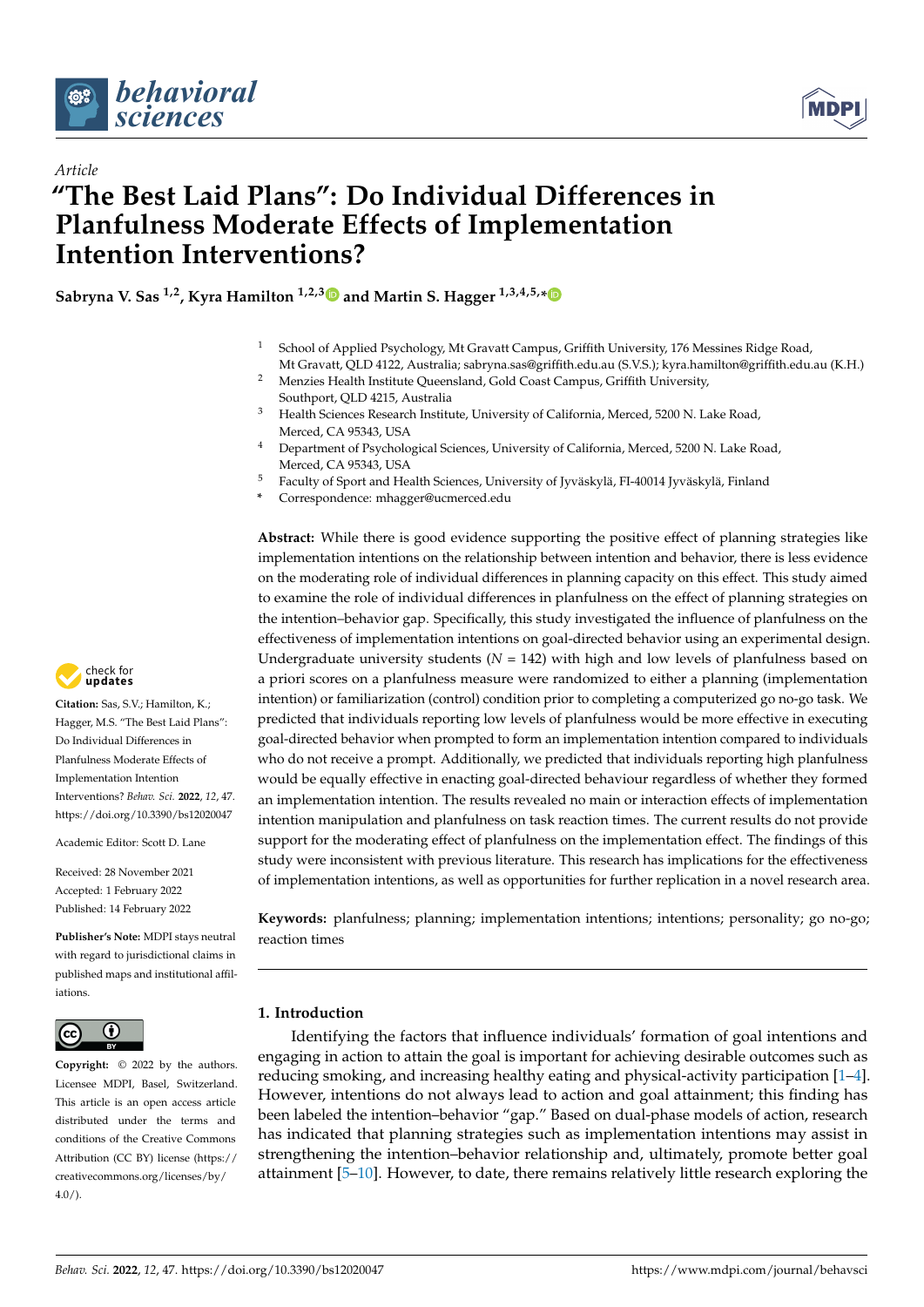*Article*

# "The Best Laid Plans": Do Individual Differences in Planfulness Moderate Effects of Implementation Intention Interventions?

**Sabryna V. Sas [1,2], Kyra Hamilton [1,2,3] and Martin S. Hagger [1,3,4,5,*]**

[1] School of Applied Psychology, Mt Gravatt Campus, Griffith University, 176 Messines Ridge Road, Mt Gravatt, QLD 4122, Australia; sabryna.sas@griffith.edu.au (S.V.S.); kyra.hamilton@griffith.edu.au (K.H.)
[2] Menzies Health Institute Queensland, Gold Coast Campus, Griffith University, Southport, QLD 4215, Australia
[3] Health Sciences Research Institute, University of California, Merced, 5200 N. Lake Road, Merced, CA 95343, USA
[4] Department of Psychological Sciences, University of California, Merced, 5200 N. Lake Road, Merced, CA 95343, USA
[5] Faculty of Sport and Health Sciences, University of Jyväskylä, FI-40014 Jyväskylä, Finland
\* Correspondence: mhagger@ucmerced.edu

**Citation:** Sas, S.V.; Hamilton, K.; Hagger, M.S. "The Best Laid Plans": Do Individual Differences in Planfulness Moderate Effects of Implementation Intention Interventions? *Behav. Sci.* **2022**, *12*, 47. https://doi.org/10.3390/bs12020047

Academic Editor: Scott D. Lane

Received: 28 November 2021
Accepted: 1 February 2022
Published: 14 February 2022

**Publisher's Note:** MDPI stays neutral with regard to jurisdictional claims in published maps and institutional affiliations.

**Copyright:** © 2022 by the authors. Licensee MDPI, Basel, Switzerland. This article is an open access article distributed under the terms and conditions of the Creative Commons Attribution (CC BY) license (https://creativecommons.org/licenses/by/4.0/).

**Abstract:** While there is good evidence supporting the positive effect of planning strategies like implementation intentions on the relationship between intention and behavior, there is less evidence on the moderating role of individual differences in planning capacity on this effect. This study aimed to examine the role of individual differences in planfulness on the effect of planning strategies on the intention–behavior gap. Specifically, this study investigated the influence of planfulness on the effectiveness of implementation intentions on goal-directed behavior using an experimental design. Undergraduate university students ($N = 142$) with high and low levels of planfulness based on a priori scores on a planfulness measure were randomized to either a planning (implementation intention) or familiarization (control) condition prior to completing a computerized go no-go task. We predicted that individuals reporting low levels of planfulness would be more effective in executing goal-directed behavior when prompted to form an implementation intention compared to individuals who do not receive a prompt. Additionally, we predicted that individuals reporting high planfulness would be equally effective in enacting goal-directed behaviour regardless of whether they formed an implementation intention. The results revealed no main or interaction effects of implementation intention manipulation and planfulness on task reaction times. The current results do not provide support for the moderating effect of planfulness on the implementation effect. The findings of this study were inconsistent with previous literature. This research has implications for the effectiveness of implementation intentions, as well as opportunities for further replication in a novel research area.

**Keywords:** planfulness; planning; implementation intentions; intentions; personality; go no-go; reaction times

## 1. Introduction

Identifying the factors that influence individuals' formation of goal intentions and engaging in action to attain the goal is important for achieving desirable outcomes such as reducing smoking, and increasing healthy eating and physical-activity participation [1–4]. However, intentions do not always lead to action and goal attainment; this finding has been labeled the intention–behavior "gap." Based on dual-phase models of action, research has indicated that planning strategies such as implementation intentions may assist in strengthening the intention–behavior relationship and, ultimately, promote better goal attainment [5–10]. However, to date, there remains relatively little research exploring the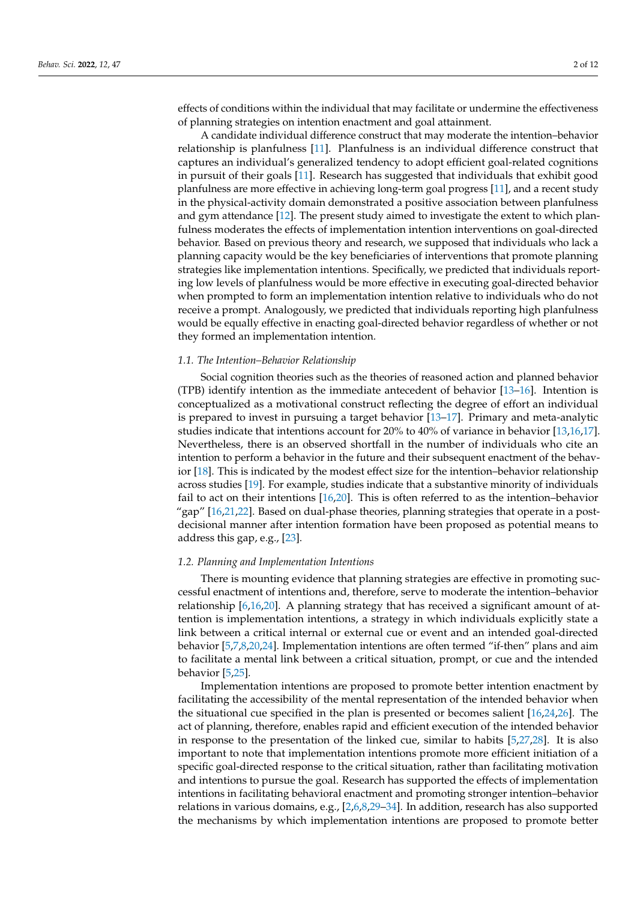effects of conditions within the individual that may facilitate or undermine the effectiveness of planning strategies on intention enactment and goal attainment.

A candidate individual difference construct that may moderate the intention–behavior relationship is planfulness [11]. Planfulness is an individual difference construct that captures an individual's generalized tendency to adopt efficient goal-related cognitions in pursuit of their goals [11]. Research has suggested that individuals that exhibit good planfulness are more effective in achieving long-term goal progress [11], and a recent study in the physical-activity domain demonstrated a positive association between planfulness and gym attendance [12]. The present study aimed to investigate the extent to which planfulness moderates the effects of implementation intention interventions on goal-directed behavior. Based on previous theory and research, we supposed that individuals who lack a planning capacity would be the key beneficiaries of interventions that promote planning strategies like implementation intentions. Specifically, we predicted that individuals reporting low levels of planfulness would be more effective in executing goal-directed behavior when prompted to form an implementation intention relative to individuals who do not receive a prompt. Analogously, we predicted that individuals reporting high planfulness would be equally effective in enacting goal-directed behavior regardless of whether or not they formed an implementation intention.

### 1.1. The Intention–Behavior Relationship

Social cognition theories such as the theories of reasoned action and planned behavior (TPB) identify intention as the immediate antecedent of behavior [13–16]. Intention is conceptualized as a motivational construct reflecting the degree of effort an individual is prepared to invest in pursuing a target behavior [13–17]. Primary and meta-analytic studies indicate that intentions account for 20% to 40% of variance in behavior [13,16,17]. Nevertheless, there is an observed shortfall in the number of individuals who cite an intention to perform a behavior in the future and their subsequent enactment of the behavior [18]. This is indicated by the modest effect size for the intention–behavior relationship across studies [19]. For example, studies indicate that a substantive minority of individuals fail to act on their intentions [16,20]. This is often referred to as the intention–behavior "gap" [16,21,22]. Based on dual-phase theories, planning strategies that operate in a post-decisional manner after intention formation have been proposed as potential means to address this gap, e.g., [23].

### 1.2. Planning and Implementation Intentions

There is mounting evidence that planning strategies are effective in promoting successful enactment of intentions and, therefore, serve to moderate the intention–behavior relationship [6,16,20]. A planning strategy that has received a significant amount of attention is implementation intentions, a strategy in which individuals explicitly state a link between a critical internal or external cue or event and an intended goal-directed behavior [5,7,8,20,24]. Implementation intentions are often termed "if-then" plans and aim to facilitate a mental link between a critical situation, prompt, or cue and the intended behavior [5,25].

Implementation intentions are proposed to promote better intention enactment by facilitating the accessibility of the mental representation of the intended behavior when the situational cue specified in the plan is presented or becomes salient [16,24,26]. The act of planning, therefore, enables rapid and efficient execution of the intended behavior in response to the presentation of the linked cue, similar to habits [5,27,28]. It is also important to note that implementation intentions promote more efficient initiation of a specific goal-directed response to the critical situation, rather than facilitating motivation and intentions to pursue the goal. Research has supported the effects of implementation intentions in facilitating behavioral enactment and promoting stronger intention–behavior relations in various domains, e.g., [2,6,8,29–34]. In addition, research has also supported the mechanisms by which implementation intentions are proposed to promote better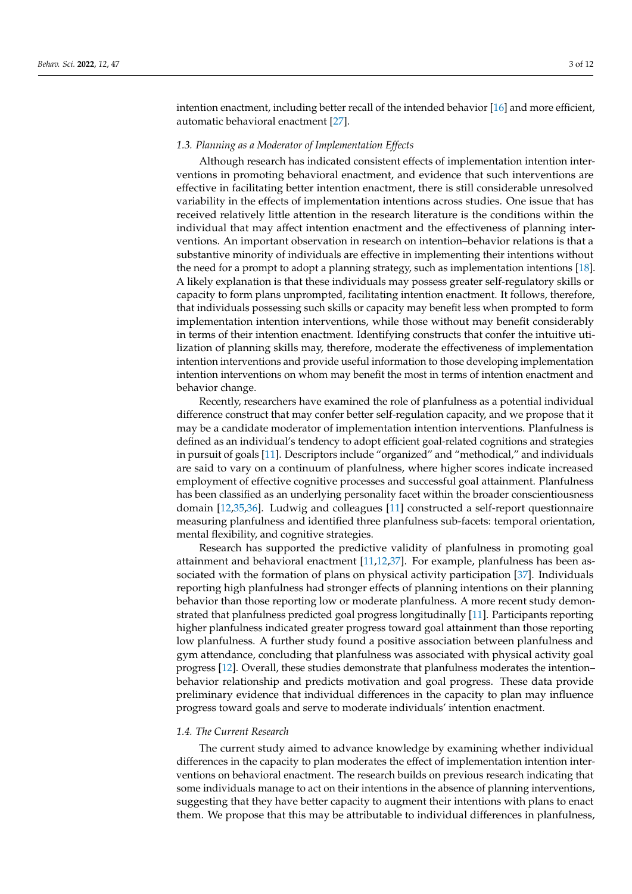intention enactment, including better recall of the intended behavior [16] and more efficient, automatic behavioral enactment [27].

### 1.3. Planning as a Moderator of Implementation Effects

Although research has indicated consistent effects of implementation intention interventions in promoting behavioral enactment, and evidence that such interventions are effective in facilitating better intention enactment, there is still considerable unresolved variability in the effects of implementation intentions across studies. One issue that has received relatively little attention in the research literature is the conditions within the individual that may affect intention enactment and the effectiveness of planning interventions. An important observation in research on intention–behavior relations is that a substantive minority of individuals are effective in implementing their intentions without the need for a prompt to adopt a planning strategy, such as implementation intentions [18]. A likely explanation is that these individuals may possess greater self-regulatory skills or capacity to form plans unprompted, facilitating intention enactment. It follows, therefore, that individuals possessing such skills or capacity may benefit less when prompted to form implementation intention interventions, while those without may benefit considerably in terms of their intention enactment. Identifying constructs that confer the intuitive utilization of planning skills may, therefore, moderate the effectiveness of implementation intention interventions and provide useful information to those developing implementation intention interventions on whom may benefit the most in terms of intention enactment and behavior change.

Recently, researchers have examined the role of planfulness as a potential individual difference construct that may confer better self-regulation capacity, and we propose that it may be a candidate moderator of implementation intention interventions. Planfulness is defined as an individual's tendency to adopt efficient goal-related cognitions and strategies in pursuit of goals [11]. Descriptors include "organized" and "methodical," and individuals are said to vary on a continuum of planfulness, where higher scores indicate increased employment of effective cognitive processes and successful goal attainment. Planfulness has been classified as an underlying personality facet within the broader conscientiousness domain [12,35,36]. Ludwig and colleagues [11] constructed a self-report questionnaire measuring planfulness and identified three planfulness sub-facets: temporal orientation, mental flexibility, and cognitive strategies.

Research has supported the predictive validity of planfulness in promoting goal attainment and behavioral enactment [11,12,37]. For example, planfulness has been associated with the formation of plans on physical activity participation [37]. Individuals reporting high planfulness had stronger effects of planning intentions on their planning behavior than those reporting low or moderate planfulness. A more recent study demonstrated that planfulness predicted goal progress longitudinally [11]. Participants reporting higher planfulness indicated greater progress toward goal attainment than those reporting low planfulness. A further study found a positive association between planfulness and gym attendance, concluding that planfulness was associated with physical activity goal progress [12]. Overall, these studies demonstrate that planfulness moderates the intention–behavior relationship and predicts motivation and goal progress. These data provide preliminary evidence that individual differences in the capacity to plan may influence progress toward goals and serve to moderate individuals' intention enactment.

### 1.4. The Current Research

The current study aimed to advance knowledge by examining whether individual differences in the capacity to plan moderates the effect of implementation intention interventions on behavioral enactment. The research builds on previous research indicating that some individuals manage to act on their intentions in the absence of planning interventions, suggesting that they have better capacity to augment their intentions with plans to enact them. We propose that this may be attributable to individual differences in planfulness,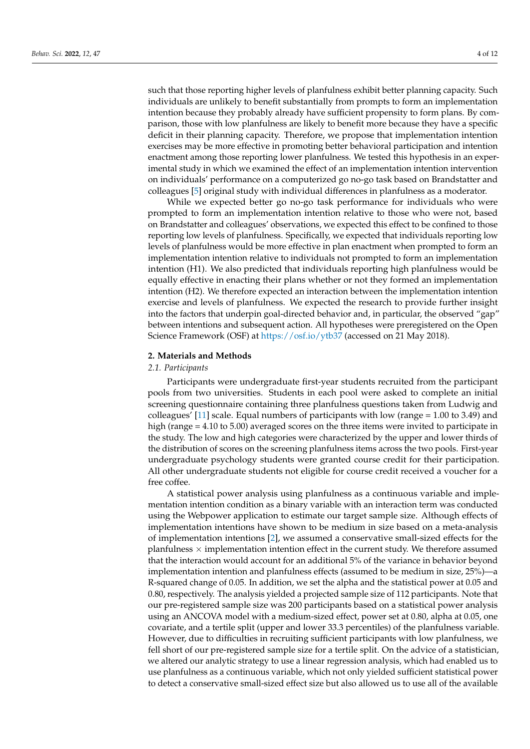such that those reporting higher levels of planfulness exhibit better planning capacity. Such individuals are unlikely to benefit substantially from prompts to form an implementation intention because they probably already have sufficient propensity to form plans. By comparison, those with low planfulness are likely to benefit more because they have a specific deficit in their planning capacity. Therefore, we propose that implementation intention exercises may be more effective in promoting better behavioral participation and intention enactment among those reporting lower planfulness. We tested this hypothesis in an experimental study in which we examined the effect of an implementation intention intervention on individuals' performance on a computerized go no-go task based on Brandstatter and colleagues [5] original study with individual differences in planfulness as a moderator.

While we expected better go no-go task performance for individuals who were prompted to form an implementation intention relative to those who were not, based on Brandstatter and colleagues' observations, we expected this effect to be confined to those reporting low levels of planfulness. Specifically, we expected that individuals reporting low levels of planfulness would be more effective in plan enactment when prompted to form an implementation intention relative to individuals not prompted to form an implementation intention (H1). We also predicted that individuals reporting high planfulness would be equally effective in enacting their plans whether or not they formed an implementation intention (H2). We therefore expected an interaction between the implementation intention exercise and levels of planfulness. We expected the research to provide further insight into the factors that underpin goal-directed behavior and, in particular, the observed "gap" between intentions and subsequent action. All hypotheses were preregistered on the Open Science Framework (OSF) at https://osf.io/ytb37 (accessed on 21 May 2018).

## 2. Materials and Methods

### 2.1. Participants

Participants were undergraduate first-year students recruited from the participant pools from two universities. Students in each pool were asked to complete an initial screening questionnaire containing three planfulness questions taken from Ludwig and colleagues' [11] scale. Equal numbers of participants with low (range = 1.00 to 3.49) and high (range = 4.10 to 5.00) averaged scores on the three items were invited to participate in the study. The low and high categories were characterized by the upper and lower thirds of the distribution of scores on the screening planfulness items across the two pools. First-year undergraduate psychology students were granted course credit for their participation. All other undergraduate students not eligible for course credit received a voucher for a free coffee.

A statistical power analysis using planfulness as a continuous variable and implementation intention condition as a binary variable with an interaction term was conducted using the Webpower application to estimate our target sample size. Although effects of implementation intentions have shown to be medium in size based on a meta-analysis of implementation intentions [2], we assumed a conservative small-sized effects for the planfulness × implementation intention effect in the current study. We therefore assumed that the interaction would account for an additional 5% of the variance in behavior beyond implementation intention and planfulness effects (assumed to be medium in size, 25%)—a R-squared change of 0.05. In addition, we set the alpha and the statistical power at 0.05 and 0.80, respectively. The analysis yielded a projected sample size of 112 participants. Note that our pre-registered sample size was 200 participants based on a statistical power analysis using an ANCOVA model with a medium-sized effect, power set at 0.80, alpha at 0.05, one covariate, and a tertile split (upper and lower 33.3 percentiles) of the planfulness variable. However, due to difficulties in recruiting sufficient participants with low planfulness, we fell short of our pre-registered sample size for a tertile split. On the advice of a statistician, we altered our analytic strategy to use a linear regression analysis, which had enabled us to use planfulness as a continuous variable, which not only yielded sufficient statistical power to detect a conservative small-sized effect size but also allowed us to use all of the available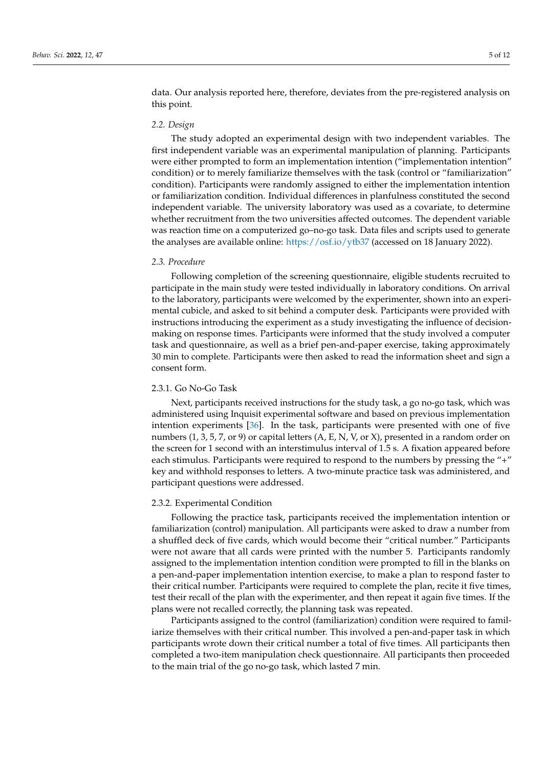data. Our analysis reported here, therefore, deviates from the pre-registered analysis on this point.

### *2.2. Design*

The study adopted an experimental design with two independent variables. The first independent variable was an experimental manipulation of planning. Participants were either prompted to form an implementation intention ("implementation intention" condition) or to merely familiarize themselves with the task (control or "familiarization" condition). Participants were randomly assigned to either the implementation intention or familiarization condition. Individual differences in planfulness constituted the second independent variable. The university laboratory was used as a covariate, to determine whether recruitment from the two universities affected outcomes. The dependent variable was reaction time on a computerized go–no-go task. Data files and scripts used to generate the analyses are available online: https://osf.io/ytb37 (accessed on 18 January 2022).

### *2.3. Procedure*

Following completion of the screening questionnaire, eligible students recruited to participate in the main study were tested individually in laboratory conditions. On arrival to the laboratory, participants were welcomed by the experimenter, shown into an experimental cubicle, and asked to sit behind a computer desk. Participants were provided with instructions introducing the experiment as a study investigating the influence of decision-making on response times. Participants were informed that the study involved a computer task and questionnaire, as well as a brief pen-and-paper exercise, taking approximately 30 min to complete. Participants were then asked to read the information sheet and sign a consent form.

#### 2.3.1. Go No-Go Task

Next, participants received instructions for the study task, a go no-go task, which was administered using Inquisit experimental software and based on previous implementation intention experiments [36]. In the task, participants were presented with one of five numbers (1, 3, 5, 7, or 9) or capital letters (A, E, N, V, or X), presented in a random order on the screen for 1 second with an interstimulus interval of 1.5 s. A fixation appeared before each stimulus. Participants were required to respond to the numbers by pressing the "+" key and withhold responses to letters. A two-minute practice task was administered, and participant questions were addressed.

#### 2.3.2. Experimental Condition

Following the practice task, participants received the implementation intention or familiarization (control) manipulation. All participants were asked to draw a number from a shuffled deck of five cards, which would become their "critical number." Participants were not aware that all cards were printed with the number 5. Participants randomly assigned to the implementation intention condition were prompted to fill in the blanks on a pen-and-paper implementation intention exercise, to make a plan to respond faster to their critical number. Participants were required to complete the plan, recite it five times, test their recall of the plan with the experimenter, and then repeat it again five times. If the plans were not recalled correctly, the planning task was repeated.

Participants assigned to the control (familiarization) condition were required to familiarize themselves with their critical number. This involved a pen-and-paper task in which participants wrote down their critical number a total of five times. All participants then completed a two-item manipulation check questionnaire. All participants then proceeded to the main trial of the go no-go task, which lasted 7 min.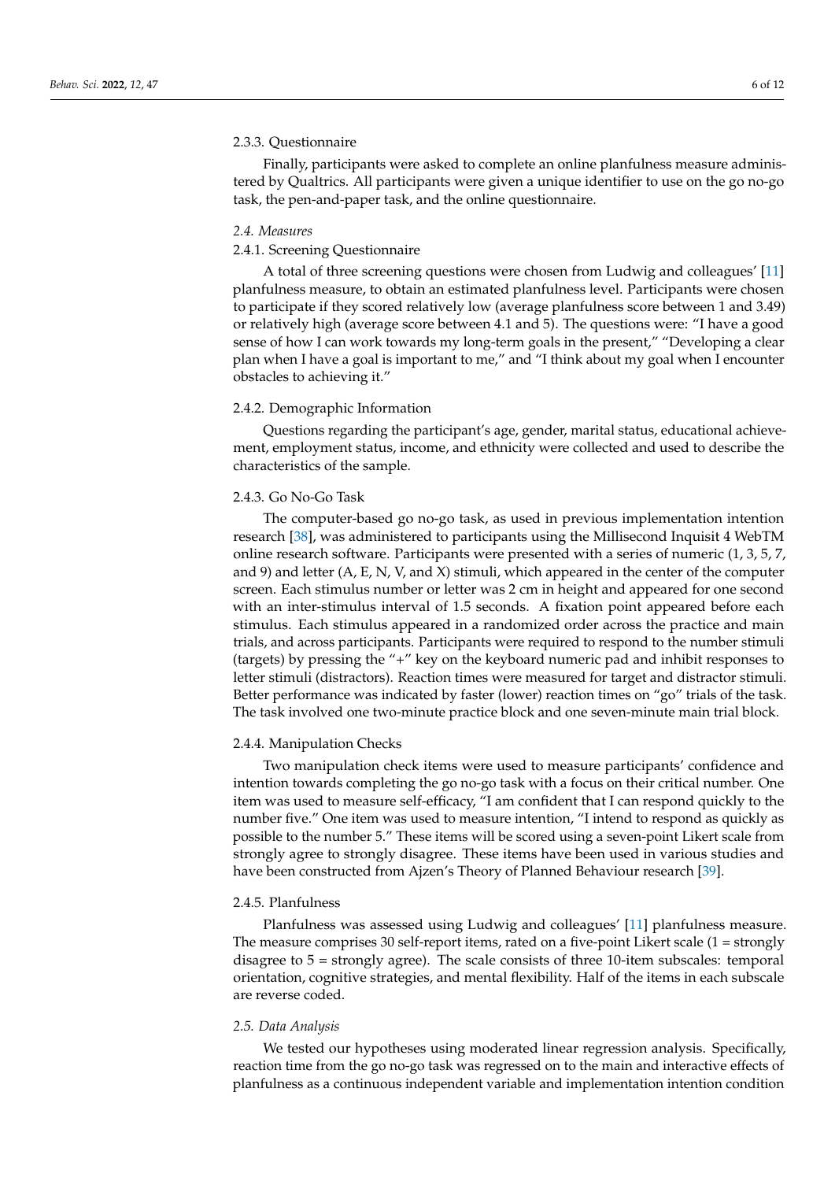#### 2.3.3. Questionnaire

Finally, participants were asked to complete an online planfulness measure administered by Qualtrics. All participants were given a unique identifier to use on the go no-go task, the pen-and-paper task, and the online questionnaire.

### *2.4. Measures*

#### 2.4.1. Screening Questionnaire

A total of three screening questions were chosen from Ludwig and colleagues' [11] planfulness measure, to obtain an estimated planfulness level. Participants were chosen to participate if they scored relatively low (average planfulness score between 1 and 3.49) or relatively high (average score between 4.1 and 5). The questions were: "I have a good sense of how I can work towards my long-term goals in the present," "Developing a clear plan when I have a goal is important to me," and "I think about my goal when I encounter obstacles to achieving it."

#### 2.4.2. Demographic Information

Questions regarding the participant's age, gender, marital status, educational achievement, employment status, income, and ethnicity were collected and used to describe the characteristics of the sample.

#### 2.4.3. Go No-Go Task

The computer-based go no-go task, as used in previous implementation intention research [38], was administered to participants using the Millisecond Inquisit 4 WebTM online research software. Participants were presented with a series of numeric (1, 3, 5, 7, and 9) and letter (A, E, N, V, and X) stimuli, which appeared in the center of the computer screen. Each stimulus number or letter was 2 cm in height and appeared for one second with an inter-stimulus interval of 1.5 seconds. A fixation point appeared before each stimulus. Each stimulus appeared in a randomized order across the practice and main trials, and across participants. Participants were required to respond to the number stimuli (targets) by pressing the "+" key on the keyboard numeric pad and inhibit responses to letter stimuli (distractors). Reaction times were measured for target and distractor stimuli. Better performance was indicated by faster (lower) reaction times on "go" trials of the task. The task involved one two-minute practice block and one seven-minute main trial block.

#### 2.4.4. Manipulation Checks

Two manipulation check items were used to measure participants' confidence and intention towards completing the go no-go task with a focus on their critical number. One item was used to measure self-efficacy, "I am confident that I can respond quickly to the number five." One item was used to measure intention, "I intend to respond as quickly as possible to the number 5." These items will be scored using a seven-point Likert scale from strongly agree to strongly disagree. These items have been used in various studies and have been constructed from Ajzen's Theory of Planned Behaviour research [39].

#### 2.4.5. Planfulness

Planfulness was assessed using Ludwig and colleagues' [11] planfulness measure. The measure comprises 30 self-report items, rated on a five-point Likert scale (1 = strongly disagree to 5 = strongly agree). The scale consists of three 10-item subscales: temporal orientation, cognitive strategies, and mental flexibility. Half of the items in each subscale are reverse coded.

### *2.5. Data Analysis*

We tested our hypotheses using moderated linear regression analysis. Specifically, reaction time from the go no-go task was regressed on to the main and interactive effects of planfulness as a continuous independent variable and implementation intention condition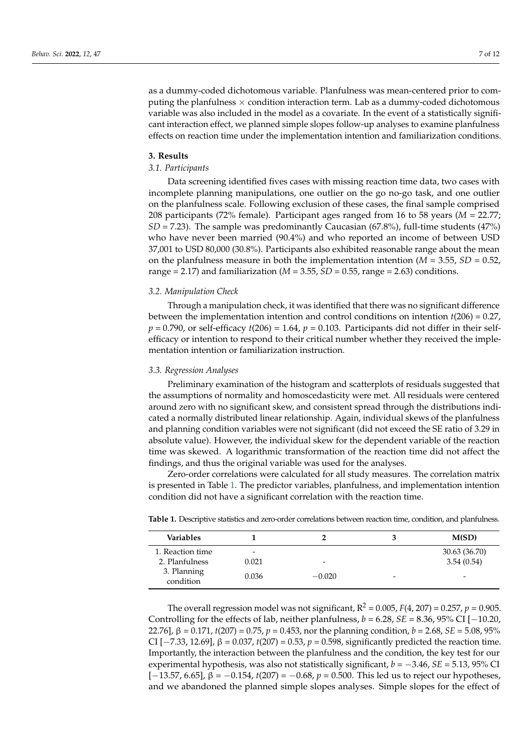as a dummy-coded dichotomous variable. Planfulness was mean-centered prior to computing the planfulness × condition interaction term. Lab as a dummy-coded dichotomous variable was also included in the model as a covariate. In the event of a statistically significant interaction effect, we planned simple slopes follow-up analyses to examine planfulness effects on reaction time under the implementation intention and familiarization conditions.

## 3. Results

### 3.1. Participants

Data screening identified fives cases with missing reaction time data, two cases with incomplete planning manipulations, one outlier on the go no-go task, and one outlier on the planfulness scale. Following exclusion of these cases, the final sample comprised 208 participants (72% female). Participant ages ranged from 16 to 58 years ($M$ = 22.77; $SD$ = 7.23). The sample was predominantly Caucasian (67.8%), full-time students (47%) who have never been married (90.4%) and who reported an income of between USD 37,001 to USD 80,000 (30.8%). Participants also exhibited reasonable range about the mean on the planfulness measure in both the implementation intention ($M$ = 3.55, $SD$ = 0.52, range = 2.17) and familiarization ($M$ = 3.55, $SD$ = 0.55, range = 2.63) conditions.

### 3.2. Manipulation Check

Through a manipulation check, it was identified that there was no significant difference between the implementation intention and control conditions on intention $t(206) = 0.27$, $p = 0.790$, or self-efficacy $t(206) = 1.64$, $p = 0.103$. Participants did not differ in their self-efficacy or intention to respond to their critical number whether they received the implementation intention or familiarization instruction.

### 3.3. Regression Analyses

Preliminary examination of the histogram and scatterplots of residuals suggested that the assumptions of normality and homoscedasticity were met. All residuals were centered around zero with no significant skew, and consistent spread through the distributions indicated a normally distributed linear relationship. Again, individual skews of the planfulness and planning condition variables were not significant (did not exceed the SE ratio of 3.29 in absolute value). However, the individual skew for the dependent variable of the reaction time was skewed. A logarithmic transformation of the reaction time did not affect the findings, and thus the original variable was used for the analyses.

Zero-order correlations were calculated for all study measures. The correlation matrix is presented in Table 1. The predictor variables, planfulness, and implementation intention condition did not have a significant correlation with the reaction time.

**Table 1.** Descriptive statistics and zero-order correlations between reaction time, condition, and planfulness.

| Variables | 1 | 2 | 3 | M(SD) |
|---|---|---|---|---|
| 1. Reaction time | - | | | 30.63 (36.70) |
| 2. Planfulness | 0.021 | - | | 3.54 (0.54) |
| 3. Planning condition | 0.036 | −0.020 | - | - |

The overall regression model was not significant, $R^2 = 0.005$, $F(4, 207) = 0.257$, $p = 0.905$. Controlling for the effects of lab, neither planfulness, $b = 6.28$, $SE = 8.36$, 95% CI [−10.20, 22.76], $\beta = 0.171$, $t(207) = 0.75$, $p = 0.453$, nor the planning condition, $b = 2.68$, $SE = 5.08$, 95% CI [−7.33, 12.69], $\beta = 0.037$, $t(207) = 0.53$, $p = 0.598$, significantly predicted the reaction time. Importantly, the interaction between the planfulness and the condition, the key test for our experimental hypothesis, was also not statistically significant, $b = -3.46$, $SE = 5.13$, 95% CI [−13.57, 6.65], $\beta = -0.154$, $t(207) = -0.68$, $p = 0.500$. This led us to reject our hypotheses, and we abandoned the planned simple slopes analyses. Simple slopes for the effect of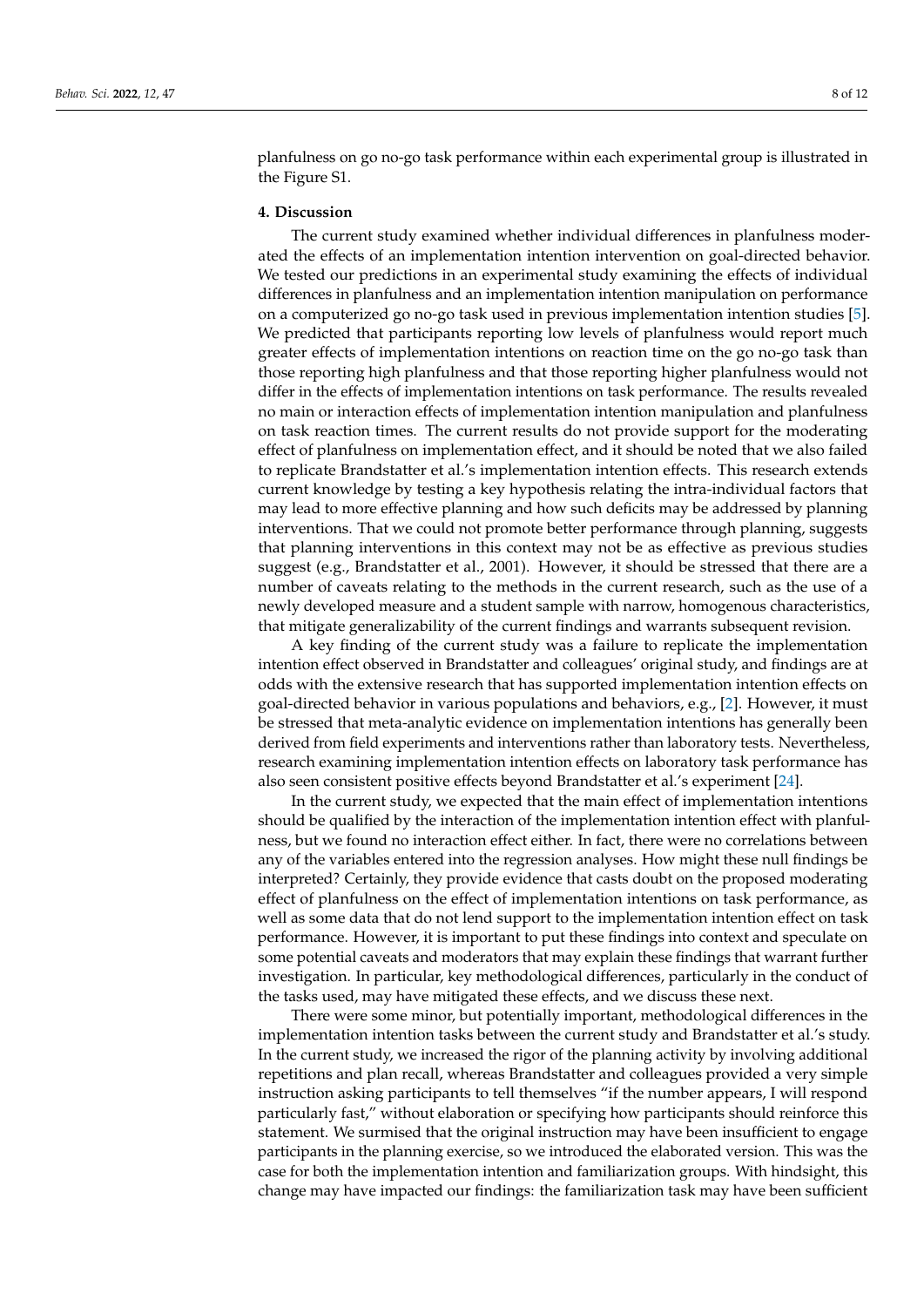planfulness on go no-go task performance within each experimental group is illustrated in the Figure S1.

## 4. Discussion

The current study examined whether individual differences in planfulness moderated the effects of an implementation intention intervention on goal-directed behavior. We tested our predictions in an experimental study examining the effects of individual differences in planfulness and an implementation intention manipulation on performance on a computerized go no-go task used in previous implementation intention studies [5]. We predicted that participants reporting low levels of planfulness would report much greater effects of implementation intentions on reaction time on the go no-go task than those reporting high planfulness and that those reporting higher planfulness would not differ in the effects of implementation intentions on task performance. The results revealed no main or interaction effects of implementation intention manipulation and planfulness on task reaction times. The current results do not provide support for the moderating effect of planfulness on implementation effect, and it should be noted that we also failed to replicate Brandstatter et al.'s implementation intention effects. This research extends current knowledge by testing a key hypothesis relating the intra-individual factors that may lead to more effective planning and how such deficits may be addressed by planning interventions. That we could not promote better performance through planning, suggests that planning interventions in this context may not be as effective as previous studies suggest (e.g., Brandstatter et al., 2001). However, it should be stressed that there are a number of caveats relating to the methods in the current research, such as the use of a newly developed measure and a student sample with narrow, homogenous characteristics, that mitigate generalizability of the current findings and warrants subsequent revision.

A key finding of the current study was a failure to replicate the implementation intention effect observed in Brandstatter and colleagues' original study, and findings are at odds with the extensive research that has supported implementation intention effects on goal-directed behavior in various populations and behaviors, e.g., [2]. However, it must be stressed that meta-analytic evidence on implementation intentions has generally been derived from field experiments and interventions rather than laboratory tests. Nevertheless, research examining implementation intention effects on laboratory task performance has also seen consistent positive effects beyond Brandstatter et al.'s experiment [24].

In the current study, we expected that the main effect of implementation intentions should be qualified by the interaction of the implementation intention effect with planfulness, but we found no interaction effect either. In fact, there were no correlations between any of the variables entered into the regression analyses. How might these null findings be interpreted? Certainly, they provide evidence that casts doubt on the proposed moderating effect of planfulness on the effect of implementation intentions on task performance, as well as some data that do not lend support to the implementation intention effect on task performance. However, it is important to put these findings into context and speculate on some potential caveats and moderators that may explain these findings that warrant further investigation. In particular, key methodological differences, particularly in the conduct of the tasks used, may have mitigated these effects, and we discuss these next.

There were some minor, but potentially important, methodological differences in the implementation intention tasks between the current study and Brandstatter et al.'s study. In the current study, we increased the rigor of the planning activity by involving additional repetitions and plan recall, whereas Brandstatter and colleagues provided a very simple instruction asking participants to tell themselves "if the number appears, I will respond particularly fast," without elaboration or specifying how participants should reinforce this statement. We surmised that the original instruction may have been insufficient to engage participants in the planning exercise, so we introduced the elaborated version. This was the case for both the implementation intention and familiarization groups. With hindsight, this change may have impacted our findings: the familiarization task may have been sufficient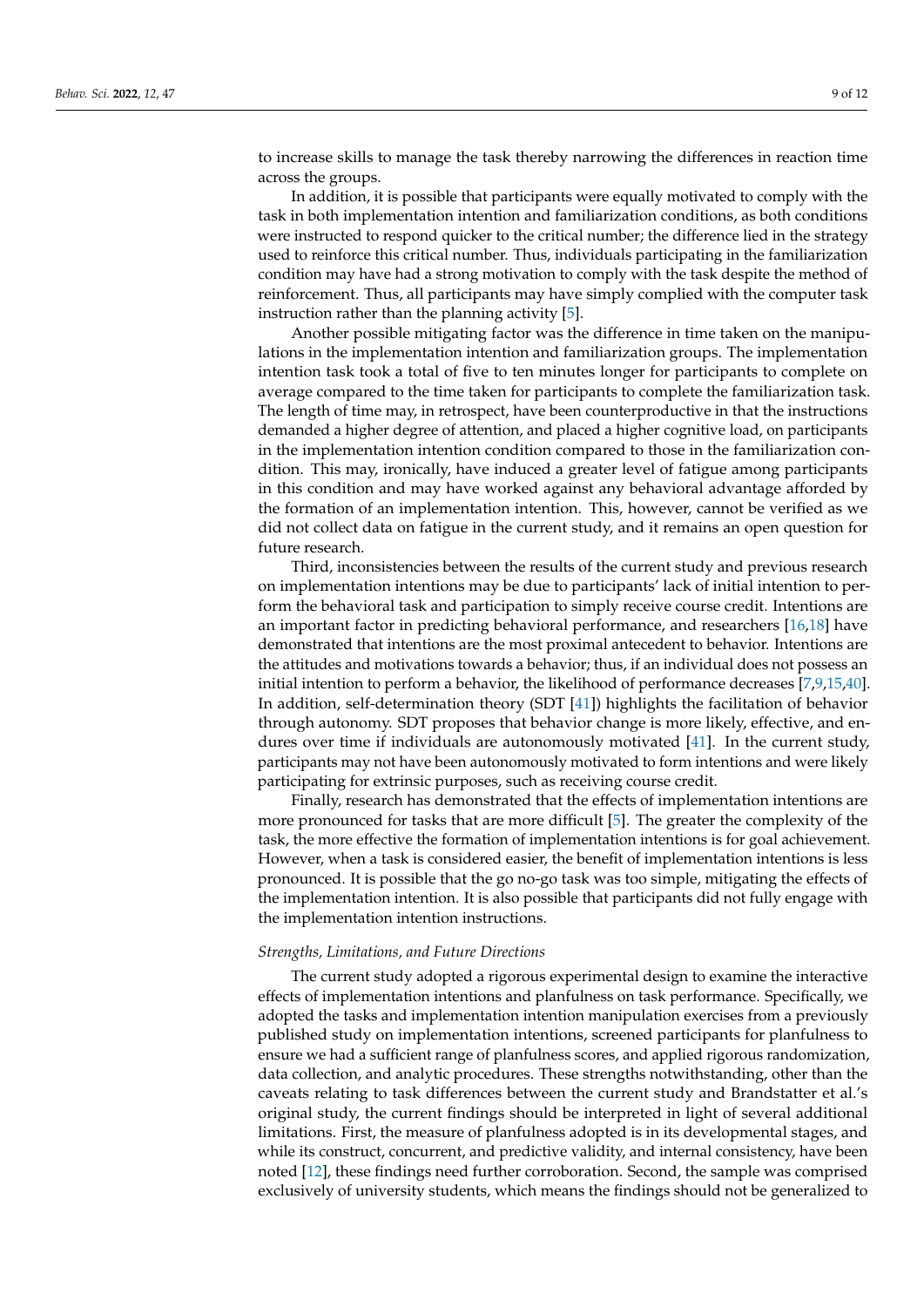to increase skills to manage the task thereby narrowing the differences in reaction time across the groups.

In addition, it is possible that participants were equally motivated to comply with the task in both implementation intention and familiarization conditions, as both conditions were instructed to respond quicker to the critical number; the difference lied in the strategy used to reinforce this critical number. Thus, individuals participating in the familiarization condition may have had a strong motivation to comply with the task despite the method of reinforcement. Thus, all participants may have simply complied with the computer task instruction rather than the planning activity [5].

Another possible mitigating factor was the difference in time taken on the manipulations in the implementation intention and familiarization groups. The implementation intention task took a total of five to ten minutes longer for participants to complete on average compared to the time taken for participants to complete the familiarization task. The length of time may, in retrospect, have been counterproductive in that the instructions demanded a higher degree of attention, and placed a higher cognitive load, on participants in the implementation intention condition compared to those in the familiarization condition. This may, ironically, have induced a greater level of fatigue among participants in this condition and may have worked against any behavioral advantage afforded by the formation of an implementation intention. This, however, cannot be verified as we did not collect data on fatigue in the current study, and it remains an open question for future research.

Third, inconsistencies between the results of the current study and previous research on implementation intentions may be due to participants' lack of initial intention to perform the behavioral task and participation to simply receive course credit. Intentions are an important factor in predicting behavioral performance, and researchers [16,18] have demonstrated that intentions are the most proximal antecedent to behavior. Intentions are the attitudes and motivations towards a behavior; thus, if an individual does not possess an initial intention to perform a behavior, the likelihood of performance decreases [7,9,15,40]. In addition, self-determination theory (SDT [41]) highlights the facilitation of behavior through autonomy. SDT proposes that behavior change is more likely, effective, and endures over time if individuals are autonomously motivated [41]. In the current study, participants may not have been autonomously motivated to form intentions and were likely participating for extrinsic purposes, such as receiving course credit.

Finally, research has demonstrated that the effects of implementation intentions are more pronounced for tasks that are more difficult [5]. The greater the complexity of the task, the more effective the formation of implementation intentions is for goal achievement. However, when a task is considered easier, the benefit of implementation intentions is less pronounced. It is possible that the go no-go task was too simple, mitigating the effects of the implementation intention. It is also possible that participants did not fully engage with the implementation intention instructions.

*Strengths, Limitations, and Future Directions*

The current study adopted a rigorous experimental design to examine the interactive effects of implementation intentions and planfulness on task performance. Specifically, we adopted the tasks and implementation intention manipulation exercises from a previously published study on implementation intentions, screened participants for planfulness to ensure we had a sufficient range of planfulness scores, and applied rigorous randomization, data collection, and analytic procedures. These strengths notwithstanding, other than the caveats relating to task differences between the current study and Brandstatter et al.'s original study, the current findings should be interpreted in light of several additional limitations. First, the measure of planfulness adopted is in its developmental stages, and while its construct, concurrent, and predictive validity, and internal consistency, have been noted [12], these findings need further corroboration. Second, the sample was comprised exclusively of university students, which means the findings should not be generalized to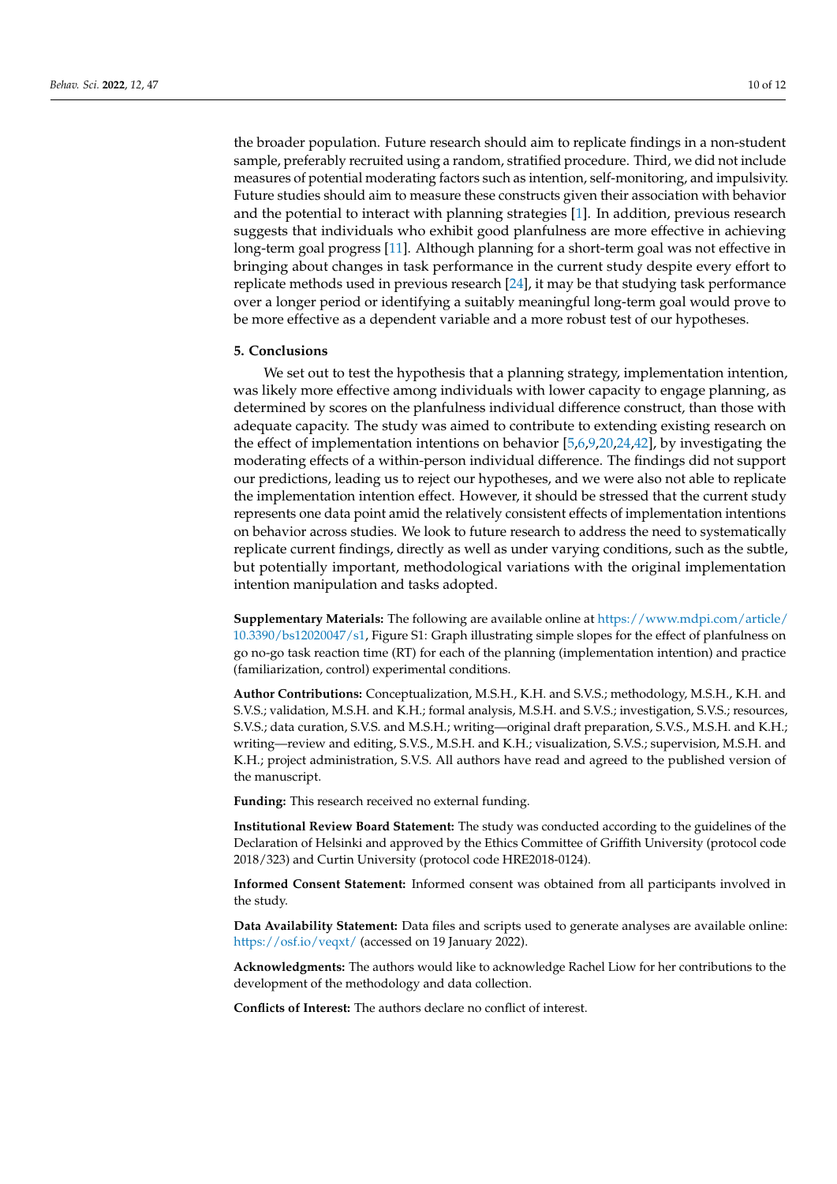the broader population. Future research should aim to replicate findings in a non-student sample, preferably recruited using a random, stratified procedure. Third, we did not include measures of potential moderating factors such as intention, self-monitoring, and impulsivity. Future studies should aim to measure these constructs given their association with behavior and the potential to interact with planning strategies [1]. In addition, previous research suggests that individuals who exhibit good planfulness are more effective in achieving long-term goal progress [11]. Although planning for a short-term goal was not effective in bringing about changes in task performance in the current study despite every effort to replicate methods used in previous research [24], it may be that studying task performance over a longer period or identifying a suitably meaningful long-term goal would prove to be more effective as a dependent variable and a more robust test of our hypotheses.

## 5. Conclusions

We set out to test the hypothesis that a planning strategy, implementation intention, was likely more effective among individuals with lower capacity to engage planning, as determined by scores on the planfulness individual difference construct, than those with adequate capacity. The study was aimed to contribute to extending existing research on the effect of implementation intentions on behavior [5,6,9,20,24,42], by investigating the moderating effects of a within-person individual difference. The findings did not support our predictions, leading us to reject our hypotheses, and we were also not able to replicate the implementation intention effect. However, it should be stressed that the current study represents one data point amid the relatively consistent effects of implementation intentions on behavior across studies. We look to future research to address the need to systematically replicate current findings, directly as well as under varying conditions, such as the subtle, but potentially important, methodological variations with the original implementation intention manipulation and tasks adopted.

**Supplementary Materials:** The following are available online at https://www.mdpi.com/article/10.3390/bs12020047/s1, Figure S1: Graph illustrating simple slopes for the effect of planfulness on go no-go task reaction time (RT) for each of the planning (implementation intention) and practice (familiarization, control) experimental conditions.

**Author Contributions:** Conceptualization, M.S.H., K.H. and S.V.S.; methodology, M.S.H., K.H. and S.V.S.; validation, M.S.H. and K.H.; formal analysis, M.S.H. and S.V.S.; investigation, S.V.S.; resources, S.V.S.; data curation, S.V.S. and M.S.H.; writing—original draft preparation, S.V.S., M.S.H. and K.H.; writing—review and editing, S.V.S., M.S.H. and K.H.; visualization, S.V.S.; supervision, M.S.H. and K.H.; project administration, S.V.S. All authors have read and agreed to the published version of the manuscript.

**Funding:** This research received no external funding.

**Institutional Review Board Statement:** The study was conducted according to the guidelines of the Declaration of Helsinki and approved by the Ethics Committee of Griffith University (protocol code 2018/323) and Curtin University (protocol code HRE2018-0124).

**Informed Consent Statement:** Informed consent was obtained from all participants involved in the study.

**Data Availability Statement:** Data files and scripts used to generate analyses are available online: https://osf.io/veqxt/ (accessed on 19 January 2022).

**Acknowledgments:** The authors would like to acknowledge Rachel Liow for her contributions to the development of the methodology and data collection.

**Conflicts of Interest:** The authors declare no conflict of interest.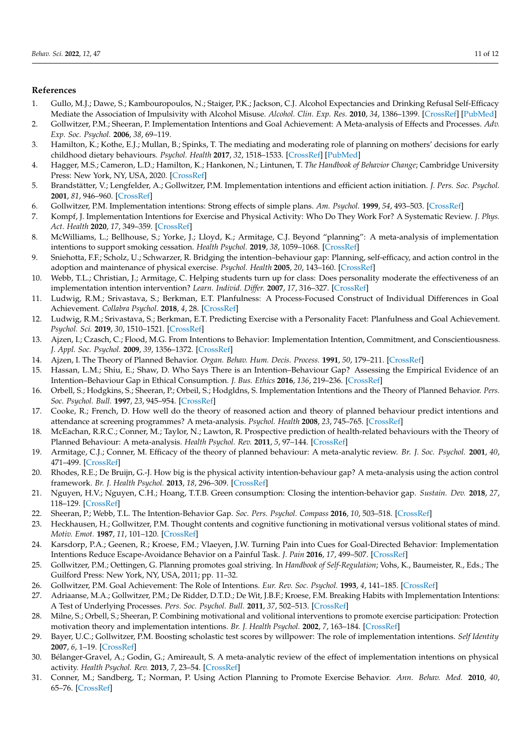## References

1. Gullo, M.J.; Dawe, S.; Kambouropoulos, N.; Staiger, P.K.; Jackson, C.J. Alcohol Expectancies and Drinking Refusal Self-Efficacy Mediate the Association of Impulsivity with Alcohol Misuse. *Alcohol. Clin. Exp. Res.* **2010**, *34*, 1386–1399. [CrossRef] [PubMed]
2. Gollwitzer, P.M.; Sheeran, P. Implementation Intentions and Goal Achievement: A Meta-analysis of Effects and Processes. *Adv. Exp. Soc. Psychol.* **2006**, *38*, 69–119.
3. Hamilton, K.; Kothe, E.J.; Mullan, B.; Spinks, T. The mediating and moderating role of planning on mothers' decisions for early childhood dietary behaviours. *Psychol. Health* **2017**, *32*, 1518–1533. [CrossRef] [PubMed]
4. Hagger, M.S.; Cameron, L.D.; Hamilton, K.; Hankonen, N.; Lintunen, T. *The Handbook of Behavior Change*; Cambridge University Press: New York, NY, USA, 2020. [CrossRef]
5. Brandstätter, V.; Lengfelder, A.; Gollwitzer, P.M. Implementation intentions and efficient action initiation. *J. Pers. Soc. Psychol.* **2001**, *81*, 946–960. [CrossRef]
6. Gollwitzer, P.M. Implementation intentions: Strong effects of simple plans. *Am. Psychol.* **1999**, *54*, 493–503. [CrossRef]
7. Kompf, J. Implementation Intentions for Exercise and Physical Activity: Who Do They Work For? A Systematic Review. *J. Phys. Act. Health* **2020**, *17*, 349–359. [CrossRef]
8. McWilliams, L.; Bellhouse, S.; Yorke, J.; Lloyd, K.; Armitage, C.J. Beyond "planning": A meta-analysis of implementation intentions to support smoking cessation. *Health Psychol.* **2019**, *38*, 1059–1068. [CrossRef]
9. Sniehotta, F.F.; Scholz, U.; Schwarzer, R. Bridging the intention–behaviour gap: Planning, self-efficacy, and action control in the adoption and maintenance of physical exercise. *Psychol. Health* **2005**, *20*, 143–160. [CrossRef]
10. Webb, T.L.; Christian, J.; Armitage, C. Helping students turn up for class: Does personality moderate the effectiveness of an implementation intention intervention? *Learn. Individ. Differ.* **2007**, *17*, 316–327. [CrossRef]
11. Ludwig, R.M.; Srivastava, S.; Berkman, E.T. Planfulness: A Process-Focused Construct of Individual Differences in Goal Achievement. *Collabra Psychol.* **2018**, *4*, 28. [CrossRef]
12. Ludwig, R.M.; Srivastava, S.; Berkman, E.T. Predicting Exercise with a Personality Facet: Planfulness and Goal Achievement. *Psychol. Sci.* **2019**, *30*, 1510–1521. [CrossRef]
13. Ajzen, I.; Czasch, C.; Flood, M.G. From Intentions to Behavior: Implementation Intention, Commitment, and Conscientiousness. *J. Appl. Soc. Psychol.* **2009**, *39*, 1356–1372. [CrossRef]
14. Ajzen, I. The Theory of Planned Behavior. *Organ. Behav. Hum. Decis. Process.* **1991**, *50*, 179–211. [CrossRef]
15. Hassan, L.M.; Shiu, E.; Shaw, D. Who Says There is an Intention–Behaviour Gap? Assessing the Empirical Evidence of an Intention–Behaviour Gap in Ethical Consumption. *J. Bus. Ethics* **2016**, *136*, 219–236. [CrossRef]
16. Orbell, S.; Hodgkins, S.; Sheeran, P.; Orbeil, S.; Hodgldns, S. Implementation Intentions and the Theory of Planned Behavior. *Pers. Soc. Psychol. Bull.* **1997**, *23*, 945–954. [CrossRef]
17. Cooke, R.; French, D. How well do the theory of reasoned action and theory of planned behaviour predict intentions and attendance at screening programmes? A meta-analysis. *Psychol. Health* **2008**, *23*, 745–765. [CrossRef]
18. McEachan, R.R.C.; Conner, M.; Taylor, N.; Lawton, R. Prospective prediction of health-related behaviours with the Theory of Planned Behaviour: A meta-analysis. *Health Psychol. Rev.* **2011**, *5*, 97–144. [CrossRef]
19. Armitage, C.J.; Conner, M. Efficacy of the theory of planned behaviour: A meta-analytic review. *Br. J. Soc. Psychol.* **2001**, *40*, 471–499. [CrossRef]
20. Rhodes, R.E.; De Bruijn, G.-J. How big is the physical activity intention-behaviour gap? A meta-analysis using the action control framework. *Br. J. Health Psychol.* **2013**, *18*, 296–309. [CrossRef]
21. Nguyen, H.V.; Nguyen, C.H.; Hoang, T.T.B. Green consumption: Closing the intention-behavior gap. *Sustain. Dev.* **2018**, *27*, 118–129. [CrossRef]
22. Sheeran, P.; Webb, T.L. The Intention-Behavior Gap. *Soc. Pers. Psychol. Compass* **2016**, *10*, 503–518. [CrossRef]
23. Heckhausen, H.; Gollwitzer, P.M. Thought contents and cognitive functioning in motivational versus volitional states of mind. *Motiv. Emot.* **1987**, *11*, 101–120. [CrossRef]
24. Karsdorp, P.A.; Geenen, R.; Kroese, F.M.; Vlaeyen, J.W. Turning Pain into Cues for Goal-Directed Behavior: Implementation Intentions Reduce Escape-Avoidance Behavior on a Painful Task. *J. Pain* **2016**, *17*, 499–507. [CrossRef]
25. Gollwitzer, P.M.; Oettingen, G. Planning promotes goal striving. In *Handbook of Self-Regulation*; Vohs, K., Baumeister, R., Eds.; The Guilford Press: New York, NY, USA, 2011; pp. 11–32.
26. Gollwitzer, P.M. Goal Achievement: The Role of Intentions. *Eur. Rev. Soc. Psychol.* **1993**, *4*, 141–185. [CrossRef]
27. Adriaanse, M.A.; Gollwitzer, P.M.; De Ridder, D.T.D.; De Wit, J.B.F.; Kroese, F.M. Breaking Habits with Implementation Intentions: A Test of Underlying Processes. *Pers. Soc. Psychol. Bull.* **2011**, *37*, 502–513. [CrossRef]
28. Milne, S.; Orbell, S.; Sheeran, P. Combining motivational and volitional interventions to promote exercise participation: Protection motivation theory and implementation intentions. *Br. J. Health Psychol.* **2002**, *7*, 163–184. [CrossRef]
29. Bayer, U.C.; Gollwitzer, P.M. Boosting scholastic test scores by willpower: The role of implementation intentions. *Self Identity* **2007**, *6*, 1–19. [CrossRef]
30. Bélanger-Gravel, A.; Godin, G.; Amireault, S. A meta-analytic review of the effect of implementation intentions on physical activity. *Health Psychol. Rev.* **2013**, *7*, 23–54. [CrossRef]
31. Conner, M.; Sandberg, T.; Norman, P. Using Action Planning to Promote Exercise Behavior. *Ann. Behav. Med.* **2010**, *40*, 65–76. [CrossRef]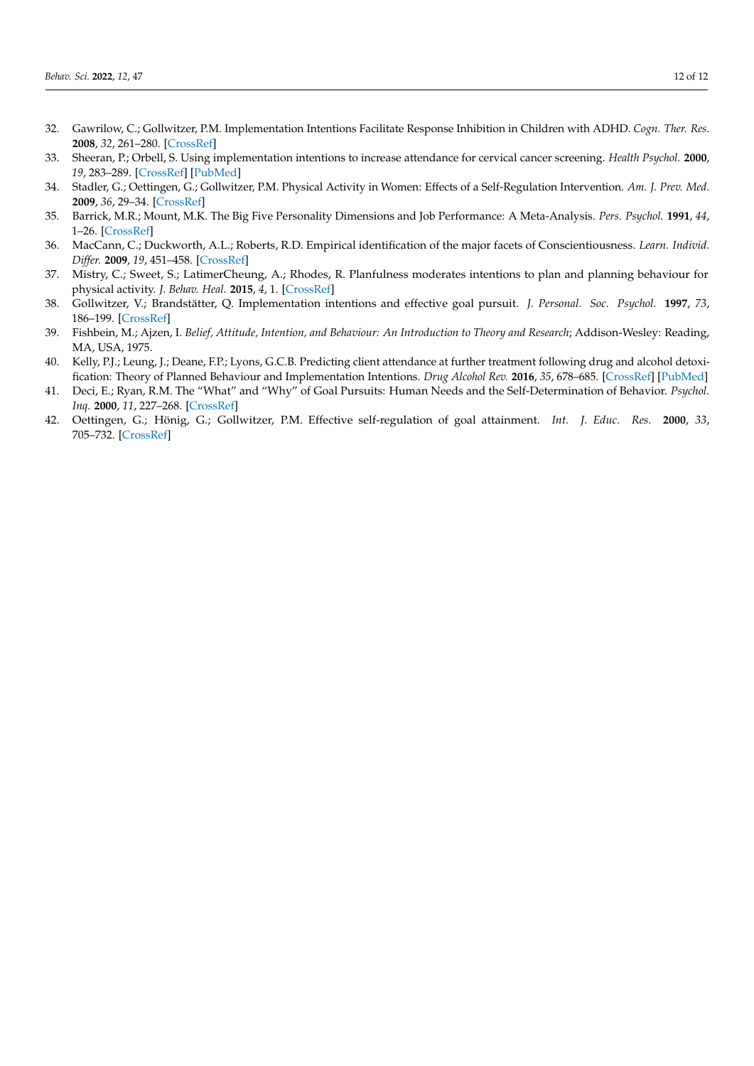32. Gawrilow, C.; Gollwitzer, P.M. Implementation Intentions Facilitate Response Inhibition in Children with ADHD. *Cogn. Ther. Res.* **2008**, *32*, 261–280. [CrossRef]
33. Sheeran, P.; Orbell, S. Using implementation intentions to increase attendance for cervical cancer screening. *Health Psychol.* **2000**, *19*, 283–289. [CrossRef] [PubMed]
34. Stadler, G.; Oettingen, G.; Gollwitzer, P.M. Physical Activity in Women: Effects of a Self-Regulation Intervention. *Am. J. Prev. Med.* **2009**, *36*, 29–34. [CrossRef]
35. Barrick, M.R.; Mount, M.K. The Big Five Personality Dimensions and Job Performance: A Meta-Analysis. *Pers. Psychol.* **1991**, *44*, 1–26. [CrossRef]
36. MacCann, C.; Duckworth, A.L.; Roberts, R.D. Empirical identification of the major facets of Conscientiousness. *Learn. Individ. Differ.* **2009**, *19*, 451–458. [CrossRef]
37. Mistry, C.; Sweet, S.; LatimerCheung, A.; Rhodes, R. Planfulness moderates intentions to plan and planning behaviour for physical activity. *J. Behav. Heal.* **2015**, *4*, 1. [CrossRef]
38. Gollwitzer, V.; Brandstätter, Q. Implementation intentions and effective goal pursuit. *J. Personal. Soc. Psychol.* **1997**, *73*, 186–199. [CrossRef]
39. Fishbein, M.; Ajzen, I. *Belief, Attitude, Intention, and Behaviour: An Introduction to Theory and Research*; Addison-Wesley: Reading, MA, USA, 1975.
40. Kelly, P.J.; Leung, J.; Deane, F.P.; Lyons, G.C.B. Predicting client attendance at further treatment following drug and alcohol detoxification: Theory of Planned Behaviour and Implementation Intentions. *Drug Alcohol Rev.* **2016**, *35*, 678–685. [CrossRef] [PubMed]
41. Deci, E.; Ryan, R.M. The "What" and "Why" of Goal Pursuits: Human Needs and the Self-Determination of Behavior. *Psychol. Inq.* **2000**, *11*, 227–268. [CrossRef]
42. Oettingen, G.; Hönig, G.; Gollwitzer, P.M. Effective self-regulation of goal attainment. *Int. J. Educ. Res.* **2000**, *33*, 705–732. [CrossRef]